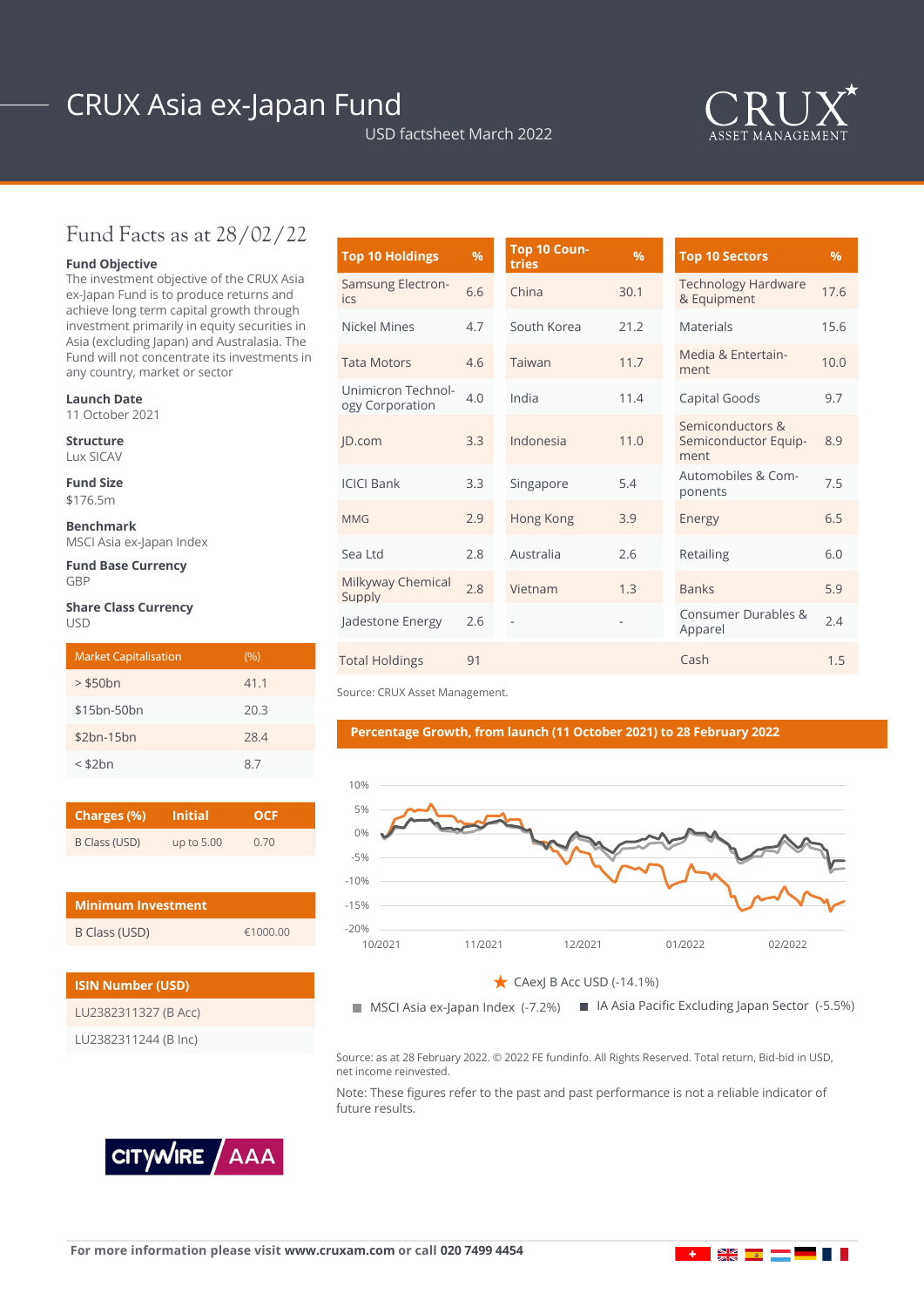# CRUX Asia ex-Japan Fund

USD factsheet March 2022

## Fund Facts as at 28/02/22

**Fund Objective**
The investment objective of the CRUX Asia ex-Japan Fund is to produce returns and achieve long term capital growth through investment primarily in equity securities in Asia (excluding Japan) and Australasia. The Fund will not concentrate its investments in any country, market or sector

**Launch Date**
11 October 2021

**Structure**
Lux SICAV

**Fund Size**
$176.5m

**Benchmark**
MSCI Asia ex-Japan Index

**Fund Base Currency**
GBP

**Share Class Currency**
USD

| Market Capitalisation | (%) |
|---|---|
| > $50bn | 41.1 |
| $15bn-50bn | 20.3 |
| $2bn-15bn | 28.4 |
| < $2bn | 8.7 |

| Charges (%) | Initial | OCF |
|---|---|---|
| B Class (USD) | up to 5.00 | 0.70 |

| Minimum Investment | |
|---|---|
| B Class (USD) | €1000.00 |

| ISIN Number (USD) |
|---|
| LU2382311327 (B Acc) |
| LU2382311244 (B Inc) |

| Top 10 Holdings | % |
|---|---|
| Samsung Electronics | 6.6 |
| Nickel Mines | 4.7 |
| Tata Motors | 4.6 |
| Unimicron Technology Corporation | 4.0 |
| JD.com | 3.3 |
| ICICI Bank | 3.3 |
| MMG | 2.9 |
| Sea Ltd | 2.8 |
| Milkyway Chemical Supply | 2.8 |
| Jadestone Energy | 2.6 |
| Total Holdings | 91 |

| Top 10 Countries | % |
|---|---|
| China | 30.1 |
| South Korea | 21.2 |
| Taiwan | 11.7 |
| India | 11.4 |
| Indonesia | 11.0 |
| Singapore | 5.4 |
| Hong Kong | 3.9 |
| Australia | 2.6 |
| Vietnam | 1.3 |
| - | - |

| Top 10 Sectors | % |
|---|---|
| Technology Hardware & Equipment | 17.6 |
| Materials | 15.6 |
| Media & Entertainment | 10.0 |
| Capital Goods | 9.7 |
| Semiconductors & Semiconductor Equipment | 8.9 |
| Automobiles & Components | 7.5 |
| Energy | 6.5 |
| Retailing | 6.0 |
| Banks | 5.9 |
| Consumer Durables & Apparel | 2.4 |
| Cash | 1.5 |

Source: CRUX Asset Management.

### Percentage Growth, from launch (11 October 2021) to 28 February 2022

CAexJ B Acc USD (-14.1%)
MSCI Asia ex-Japan Index (-7.2%)
IA Asia Pacific Excluding Japan Sector (-5.5%)

Source: as at 28 February 2022. © 2022 FE fundinfo. All Rights Reserved. Total return, Bid-bid in USD, net income reinvested.

Note: These figures refer to the past and past performance is not a reliable indicator of future results.

For more information please visit **www.cruxam.com** or call **020 7499 4454**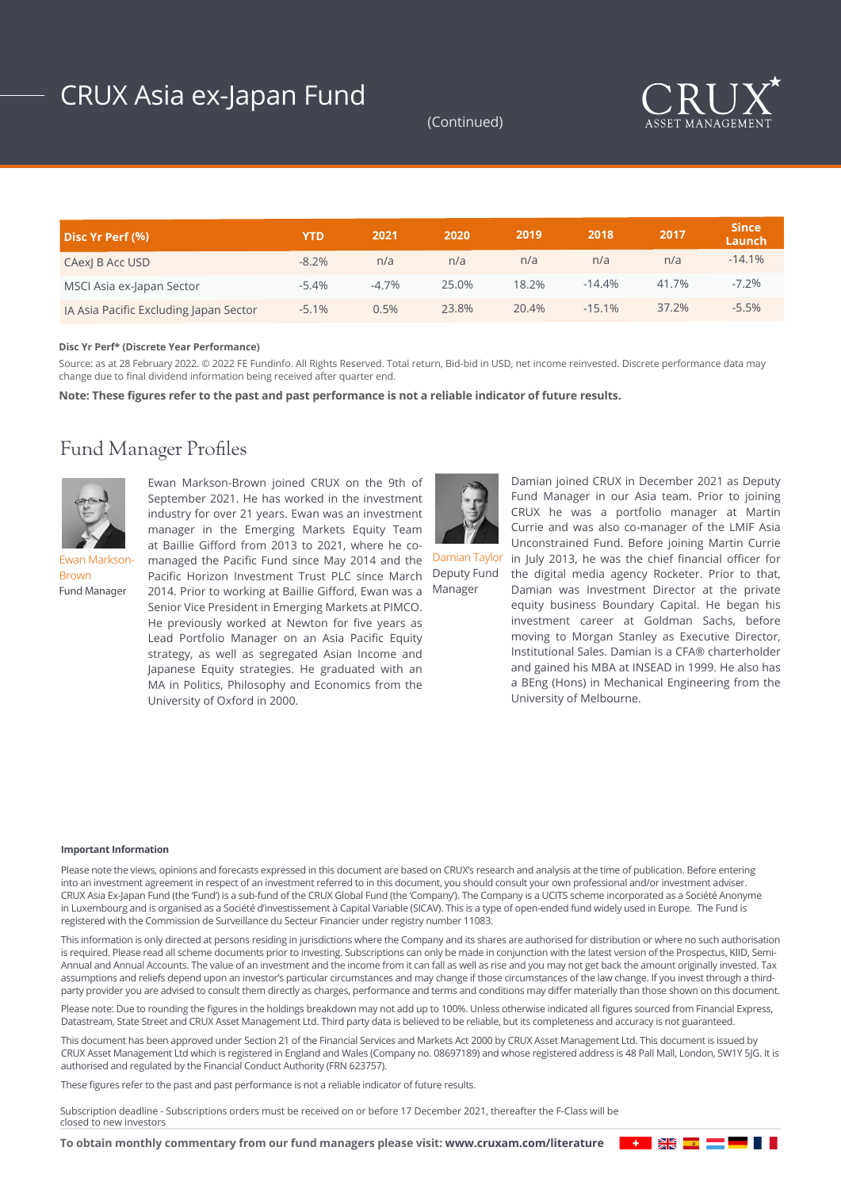# CRUX Asia ex-Japan Fund

(Continued)

| Disc Yr Perf (%) | YTD | 2021 | 2020 | 2019 | 2018 | 2017 | Since Launch |
|---|---|---|---|---|---|---|---|
| CAexJ B Acc USD | -8.2% | n/a | n/a | n/a | n/a | n/a | -14.1% |
| MSCI Asia ex-Japan Sector | -5.4% | -4.7% | 25.0% | 18.2% | -14.4% | 41.7% | -7.2% |
| IA Asia Pacific Excluding Japan Sector | -5.1% | 0.5% | 23.8% | 20.4% | -15.1% | 37.2% | -5.5% |

**Disc Yr Perf* (Discrete Year Performance)**

Source: as at 28 February 2022. © 2022 FE Fundinfo. All Rights Reserved. Total return, Bid-bid in USD, net income reinvested. Discrete performance data may change due to final dividend information being received after quarter end.

**Note: These figures refer to the past and past performance is not a reliable indicator of future results.**

## Fund Manager Profiles

Ewan Markson-Brown
Fund Manager

Ewan Markson-Brown joined CRUX on the 9th of September 2021. He has worked in the investment industry for over 21 years. Ewan was an investment manager in the Emerging Markets Equity Team at Baillie Gifford from 2013 to 2021, where he co-managed the Pacific Fund since May 2014 and the Pacific Horizon Investment Trust PLC since March 2014. Prior to working at Baillie Gifford, Ewan was a Senior Vice President in Emerging Markets at PIMCO. He previously worked at Newton for five years as Lead Portfolio Manager on an Asia Pacific Equity strategy, as well as segregated Asian Income and Japanese Equity strategies. He graduated with an MA in Politics, Philosophy and Economics from the University of Oxford in 2000.

Damian Taylor
Deputy Fund Manager

Damian joined CRUX in December 2021 as Deputy Fund Manager in our Asia team. Prior to joining CRUX he was a portfolio manager at Martin Currie and was also co-manager of the LMIF Asia Unconstrained Fund. Before joining Martin Currie in July 2013, he was the chief financial officer for the digital media agency Rocketer. Prior to that, Damian was Investment Director at the private equity business Boundary Capital. He began his investment career at Goldman Sachs, before moving to Morgan Stanley as Executive Director, Institutional Sales. Damian is a CFA® charterholder and gained his MBA at INSEAD in 1999. He also has a BEng (Hons) in Mechanical Engineering from the University of Melbourne.

**Important Information**

Please note the views, opinions and forecasts expressed in this document are based on CRUX's research and analysis at the time of publication. Before entering into an investment agreement in respect of an investment referred to in this document, you should consult your own professional and/or investment adviser. CRUX Asia Ex-Japan Fund (the 'Fund') is a sub-fund of the CRUX Global Fund (the 'Company'). The Company is a UCITS scheme incorporated as a Société Anonyme in Luxembourg and is organised as a Société d'investissement à Capital Variable (SICAV). This is a type of open-ended fund widely used in Europe. The Fund is registered with the Commission de Surveillance du Secteur Financier under registry number 11083.

This information is only directed at persons residing in jurisdictions where the Company and its shares are authorised for distribution or where no such authorisation is required. Please read all scheme documents prior to investing. Subscriptions can only be made in conjunction with the latest version of the Prospectus, KIID, Semi-Annual and Annual Accounts. The value of an investment and the income from it can fall as well as rise and you may not get back the amount originally invested. Tax assumptions and reliefs depend upon an investor's particular circumstances and may change if those circumstances of the law change. If you invest through a third-party provider you are advised to consult them directly as charges, performance and terms and conditions may differ materially than those shown on this document.

Please note: Due to rounding the figures in the holdings breakdown may not add up to 100%. Unless otherwise indicated all figures sourced from Financial Express, Datastream, State Street and CRUX Asset Management Ltd. Third party data is believed to be reliable, but its completeness and accuracy is not guaranteed.

This document has been approved under Section 21 of the Financial Services and Markets Act 2000 by CRUX Asset Management Ltd. This document is issued by CRUX Asset Management Ltd which is registered in England and Wales (Company no. 08697189) and whose registered address is 48 Pall Mall, London, SW1Y 5JG. It is authorised and regulated by the Financial Conduct Authority (FRN 623757).

These figures refer to the past and past performance is not a reliable indicator of future results.

Subscription deadline - Subscriptions orders must be received on or before 17 December 2021, thereafter the F-Class will be closed to new investors

**To obtain monthly commentary from our fund managers please visit: www.cruxam.com/literature**